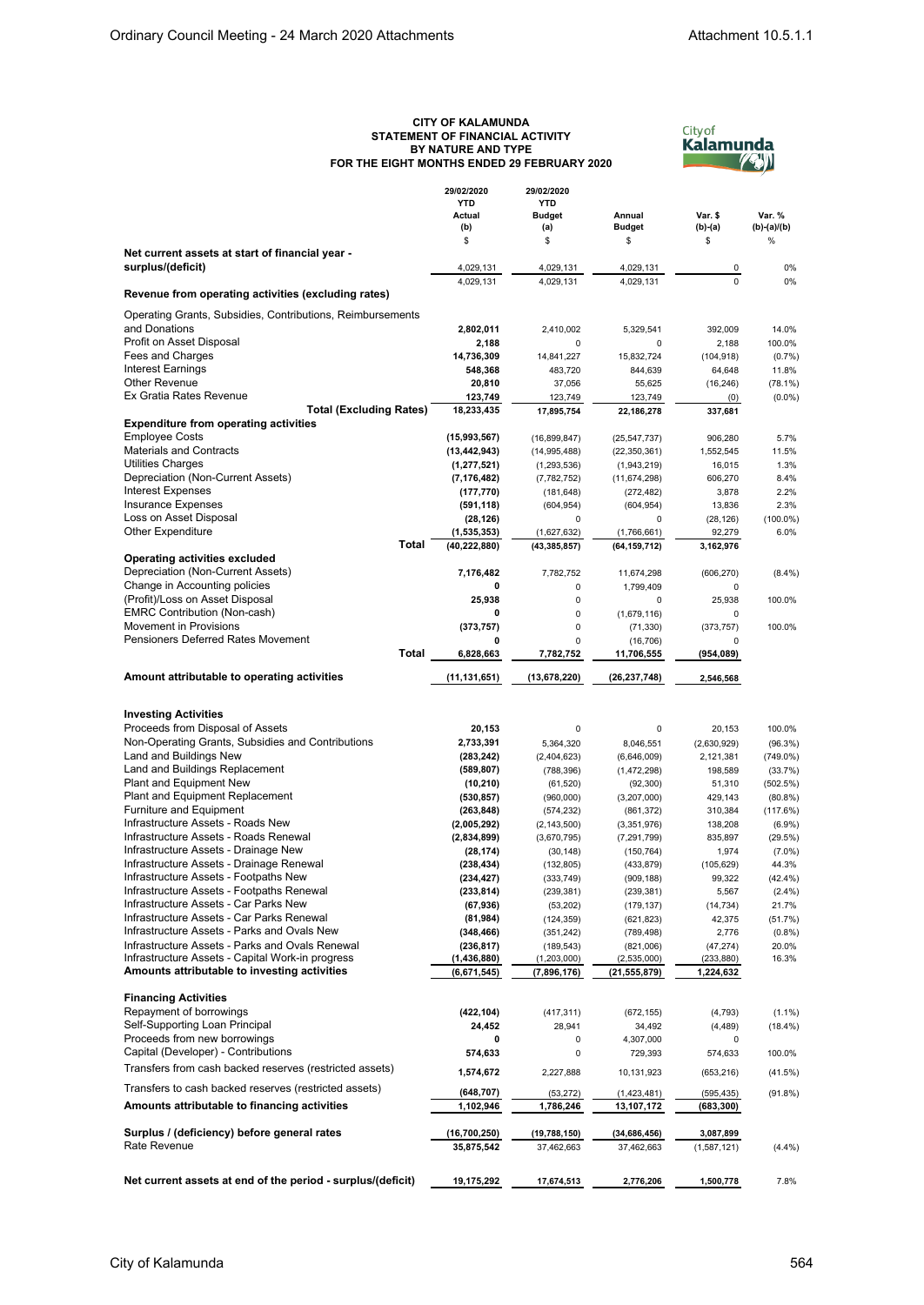# CITY OF KALAMUNDA
## STATEMENT OF FINANCIAL ACTIVITY
## BY NATURE AND TYPE
## FOR THE EIGHT MONTHS ENDED 29 FEBRUARY 2020

| | 29/02/2020 YTD Actual (b) | 29/02/2020 YTD Budget (a) | Annual Budget | Var. $ (b)-(a) | Var. % (b)-(a)/(b) |
|---|---|---|---|---|---|
| | $ | $ | $ | $ | % |
| **Net current assets at start of financial year - surplus/(deficit)** | 4,029,131 | 4,029,131 | 4,029,131 | 0 | 0% |
| | 4,029,131 | 4,029,131 | 4,029,131 | 0 | 0% |
| **Revenue from operating activities (excluding rates)** | | | | | |
| Operating Grants, Subsidies, Contributions, Reimbursements and Donations | **2,802,011** | 2,410,002 | 5,329,541 | 392,009 | 14.0% |
| Profit on Asset Disposal | **2,188** | 0 | 0 | 2,188 | 100.0% |
| Fees and Charges | **14,736,309** | 14,841,227 | 15,832,724 | (104,918) | (0.7%) |
| Interest Earnings | **548,368** | 483,720 | 844,639 | 64,648 | 11.8% |
| Other Revenue | **20,810** | 37,056 | 55,625 | (16,246) | (78.1%) |
| Ex Gratia Rates Revenue | **123,749** | 123,749 | 123,749 | (0) | (0.0%) |
| **Total (Excluding Rates)** | **18,233,435** | **17,895,754** | **22,186,278** | **337,681** | |
| **Expenditure from operating activities** | | | | | |
| Employee Costs | **(15,993,567)** | (16,899,847) | (25,547,737) | 906,280 | 5.7% |
| Materials and Contracts | **(13,442,943)** | (14,995,488) | (22,350,361) | 1,552,545 | 11.5% |
| Utilities Charges | **(1,277,521)** | (1,293,536) | (1,943,219) | 16,015 | 1.3% |
| Depreciation (Non-Current Assets) | **(7,176,482)** | (7,782,752) | (11,674,298) | 606,270 | 8.4% |
| Interest Expenses | **(177,770)** | (181,648) | (272,482) | 3,878 | 2.2% |
| Insurance Expenses | **(591,118)** | (604,954) | (604,954) | 13,836 | 2.3% |
| Loss on Asset Disposal | **(28,126)** | 0 | 0 | (28,126) | (100.0%) |
| Other Expenditure | **(1,535,353)** | (1,627,632) | (1,766,661) | 92,279 | 6.0% |
| **Total** | **(40,222,880)** | **(43,385,857)** | **(64,159,712)** | **3,162,976** | |
| **Operating activities excluded** | | | | | |
| Depreciation (Non-Current Assets) | **7,176,482** | 7,782,752 | 11,674,298 | (606,270) | (8.4%) |
| Change in Accounting policies | **0** | 0 | 1,799,409 | 0 | |
| (Profit)/Loss on Asset Disposal | **25,938** | 0 | 0 | 25,938 | 100.0% |
| EMRC Contribution (Non-cash) | **0** | 0 | (1,679,116) | 0 | |
| Movement in Provisions | **(373,757)** | 0 | (71,330) | (373,757) | 100.0% |
| Pensioners Deferred Rates Movement | **0** | 0 | (16,706) | 0 | |
| **Total** | **6,828,663** | **7,782,752** | **11,706,555** | **(954,089)** | |
| **Amount attributable to operating activities** | **(11,131,651)** | **(13,678,220)** | **(26,237,748)** | **2,546,568** | |
| **Investing Activities** | | | | | |
| Proceeds from Disposal of Assets | **20,153** | 0 | 0 | 20,153 | 100.0% |
| Non-Operating Grants, Subsidies and Contributions | **2,733,391** | 5,364,320 | 8,046,551 | (2,630,929) | (96.3%) |
| Land and Buildings New | **(283,242)** | (2,404,623) | (6,646,009) | 2,121,381 | (749.0%) |
| Land and Buildings Replacement | **(589,807)** | (788,396) | (1,472,298) | 198,589 | (33.7%) |
| Plant and Equipment New | **(10,210)** | (61,520) | (92,300) | 51,310 | (502.5%) |
| Plant and Equipment Replacement | **(530,857)** | (960,000) | (3,207,000) | 429,143 | (80.8%) |
| Furniture and Equipment | **(263,848)** | (574,232) | (861,372) | 310,384 | (117.6%) |
| Infrastructure Assets - Roads New | **(2,005,292)** | (2,143,500) | (3,351,976) | 138,208 | (6.9%) |
| Infrastructure Assets - Roads Renewal | **(2,834,899)** | (3,670,795) | (7,291,799) | 835,897 | (29.5%) |
| Infrastructure Assets - Drainage New | **(28,174)** | (30,148) | (150,764) | 1,974 | (7.0%) |
| Infrastructure Assets - Drainage Renewal | **(238,434)** | (132,805) | (433,879) | (105,629) | 44.3% |
| Infrastructure Assets - Footpaths New | **(234,427)** | (333,749) | (909,188) | 99,322 | (42.4%) |
| Infrastructure Assets - Footpaths Renewal | **(233,814)** | (239,381) | (239,381) | 5,567 | (2.4%) |
| Infrastructure Assets - Car Parks New | **(67,936)** | (53,202) | (179,137) | (14,734) | 21.7% |
| Infrastructure Assets - Car Parks Renewal | **(81,984)** | (124,359) | (621,823) | 42,375 | (51.7%) |
| Infrastructure Assets - Parks and Ovals New | **(348,466)** | (351,242) | (789,498) | 2,776 | (0.8%) |
| Infrastructure Assets - Parks and Ovals Renewal | **(236,817)** | (189,543) | (821,006) | (47,274) | 20.0% |
| Infrastructure Assets - Capital Work-in progress | **(1,436,880)** | (1,203,000) | (2,535,000) | (233,880) | 16.3% |
| **Amounts attributable to investing activities** | **(6,671,545)** | **(7,896,176)** | **(21,555,879)** | **1,224,632** | |
| **Financing Activities** | | | | | |
| Repayment of borrowings | **(422,104)** | (417,311) | (672,155) | (4,793) | (1.1%) |
| Self-Supporting Loan Principal | **24,452** | 28,941 | 34,492 | (4,489) | (18.4%) |
| Proceeds from new borrowings | **0** | 0 | 4,307,000 | 0 | |
| Capital (Developer) - Contributions | **574,633** | 0 | 729,393 | 574,633 | 100.0% |
| Transfers from cash backed reserves (restricted assets) | **1,574,672** | 2,227,888 | 10,131,923 | (653,216) | (41.5%) |
| Transfers to cash backed reserves (restricted assets) | **(648,707)** | (53,272) | (1,423,481) | (595,435) | (91.8%) |
| **Amounts attributable to financing activities** | **1,102,946** | **1,786,246** | **13,107,172** | **(683,300)** | |
| **Surplus / (deficiency) before general rates** | **(16,700,250)** | **(19,788,150)** | **(34,686,456)** | **3,087,899** | |
| Rate Revenue | **35,875,542** | 37,462,663 | 37,462,663 | (1,587,121) | (4.4%) |
| **Net current assets at end of the period - surplus/(deficit)** | **19,175,292** | **17,674,513** | **2,776,206** | **1,500,778** | 7.8% |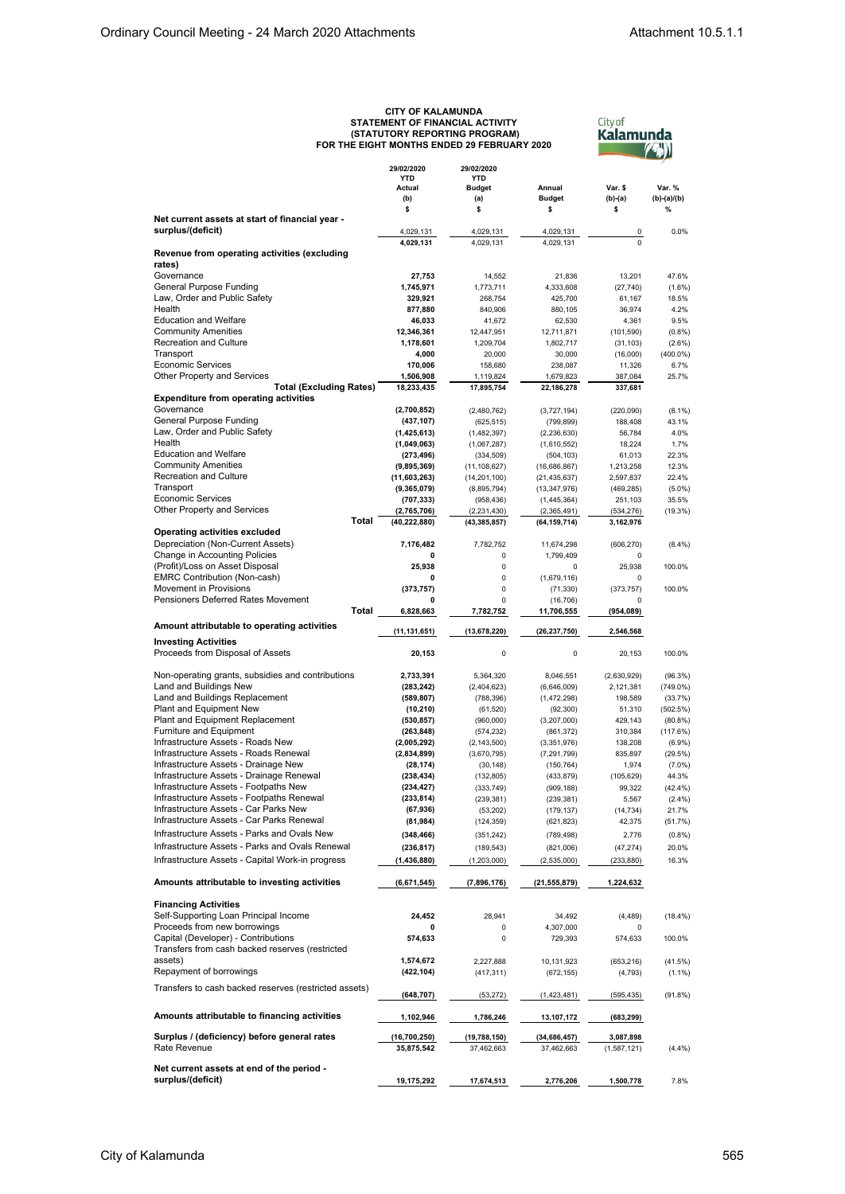# CITY OF KALAMUNDA
## STATEMENT OF FINANCIAL ACTIVITY
## (STATUTORY REPORTING PROGRAM)
## FOR THE EIGHT MONTHS ENDED 29 FEBRUARY 2020

| | 29/02/2020 YTD Actual (b) $ | 29/02/2020 YTD Budget (a) $ | Annual Budget $ | Var. $ (b)-(a) $ | Var. % (b)-(a)/(b) % |
|---|---|---|---|---|---|
| **Net current assets at start of financial year - surplus/(deficit)** | 4,029,131 | 4,029,131 | 4,029,131 | 0 | 0.0% |
| | **4,029,131** | 4,029,131 | 4,029,131 | 0 | |
| **Revenue from operating activities (excluding rates)** | | | | | |
| Governance | **27,753** | 14,552 | 21,836 | 13,201 | 47.6% |
| General Purpose Funding | **1,745,971** | 1,773,711 | 4,333,608 | (27,740) | (1.6%) |
| Law, Order and Public Safety | **329,921** | 268,754 | 425,700 | 61,167 | 18.5% |
| Health | **877,880** | 840,906 | 880,105 | 36,974 | 4.2% |
| Education and Welfare | **46,033** | 41,672 | 62,530 | 4,361 | 9.5% |
| Community Amenities | **12,346,361** | 12,447,951 | 12,711,871 | (101,590) | (0.8%) |
| Recreation and Culture | **1,178,601** | 1,209,704 | 1,802,717 | (31,103) | (2.6%) |
| Transport | **4,000** | 20,000 | 30,000 | (16,000) | (400.0%) |
| Economic Services | **170,006** | 158,680 | 238,087 | 11,326 | 6.7% |
| Other Property and Services | **1,506,908** | 1,119,824 | 1,679,823 | 387,084 | 25.7% |
| **Total (Excluding Rates)** | **18,233,435** | **17,895,754** | **22,186,278** | **337,681** | |
| **Expenditure from operating activities** | | | | | |
| Governance | **(2,700,852)** | (2,480,762) | (3,727,194) | (220,090) | (8.1%) |
| General Purpose Funding | **(437,107)** | (625,515) | (799,899) | 188,408 | 43.1% |
| Law, Order and Public Safety | **(1,425,613)** | (1,482,397) | (2,236,630) | 56,784 | 4.0% |
| Health | **(1,049,063)** | (1,067,287) | (1,610,552) | 18,224 | 1.7% |
| Education and Welfare | **(273,496)** | (334,509) | (504,103) | 61,013 | 22.3% |
| Community Amenities | **(9,895,369)** | (11,108,627) | (16,686,867) | 1,213,258 | 12.3% |
| Recreation and Culture | **(11,603,263)** | (14,201,100) | (21,435,637) | 2,597,837 | 22.4% |
| Transport | **(9,365,079)** | (8,895,794) | (13,347,976) | (469,285) | (5.0%) |
| Economic Services | **(707,333)** | (958,436) | (1,445,364) | 251,103 | 35.5% |
| Other Property and Services | **(2,765,706)** | (2,231,430) | (2,365,491) | (534,276) | (19.3%) |
| **Total** | **(40,222,880)** | **(43,385,857)** | **(64,159,714)** | **3,162,976** | |
| **Operating activities excluded** | | | | | |
| Depreciation (Non-Current Assets) | **7,176,482** | 7,782,752 | 11,674,298 | (606,270) | (8.4%) |
| Change in Accounting Policies | **0** | 0 | 1,799,409 | 0 | |
| (Profit)/Loss on Asset Disposal | **25,938** | 0 | 0 | 25,938 | 100.0% |
| EMRC Contribution (Non-cash) | **0** | 0 | (1,679,116) | 0 | |
| Movement in Provisions | **(373,757)** | 0 | (71,330) | (373,757) | 100.0% |
| Pensioners Deferred Rates Movement | **0** | 0 | (16,706) | 0 | |
| **Total** | **6,828,663** | **7,782,752** | **11,706,555** | **(954,089)** | |
| **Amount attributable to operating activities** | **(11,131,651)** | **(13,678,220)** | **(26,237,750)** | **2,546,568** | |
| **Investing Activities** | | | | | |
| Proceeds from Disposal of Assets | **20,153** | 0 | 0 | 20,153 | 100.0% |
| Non-operating grants, subsidies and contributions | **2,733,391** | 5,364,320 | 8,046,551 | (2,630,929) | (96.3%) |
| Land and Buildings New | **(283,242)** | (2,404,623) | (6,646,009) | 2,121,381 | (749.0%) |
| Land and Buildings Replacement | **(589,807)** | (788,396) | (1,472,298) | 198,589 | (33.7%) |
| Plant and Equipment New | **(10,210)** | (61,520) | (92,300) | 51,310 | (502.5%) |
| Plant and Equipment Replacement | **(530,857)** | (960,000) | (3,207,000) | 429,143 | (80.8%) |
| Furniture and Equipment | **(263,848)** | (574,232) | (861,372) | 310,384 | (117.6%) |
| Infrastructure Assets - Roads New | **(2,005,292)** | (2,143,500) | (3,351,976) | 138,208 | (6.9%) |
| Infrastructure Assets - Roads Renewal | **(2,834,899)** | (3,670,795) | (7,291,799) | 835,897 | (29.5%) |
| Infrastructure Assets - Drainage New | **(28,174)** | (30,148) | (150,764) | 1,974 | (7.0%) |
| Infrastructure Assets - Drainage Renewal | **(238,434)** | (132,805) | (433,879) | (105,629) | 44.3% |
| Infrastructure Assets - Footpaths New | **(234,427)** | (333,749) | (909,188) | 99,322 | (42.4%) |
| Infrastructure Assets - Footpaths Renewal | **(233,814)** | (239,381) | (239,381) | 5,567 | (2.4%) |
| Infrastructure Assets - Car Parks New | **(67,936)** | (53,202) | (179,137) | (14,734) | 21.7% |
| Infrastructure Assets - Car Parks Renewal | **(81,984)** | (124,359) | (621,823) | 42,375 | (51.7%) |
| Infrastructure Assets - Parks and Ovals New | **(348,466)** | (351,242) | (789,498) | 2,776 | (0.8%) |
| Infrastructure Assets - Parks and Ovals Renewal | **(236,817)** | (189,543) | (821,006) | (47,274) | 20.0% |
| Infrastructure Assets - Capital Work-in progress | **(1,436,880)** | (1,203,000) | (2,535,000) | (233,880) | 16.3% |
| **Amounts attributable to investing activities** | **(6,671,545)** | **(7,896,176)** | **(21,555,879)** | **1,224,632** | |
| **Financing Activities** | | | | | |
| Self-Supporting Loan Principal Income | **24,452** | 28,941 | 34,492 | (4,489) | (18.4%) |
| Proceeds from new borrowings | **0** | 0 | 4,307,000 | 0 | |
| Capital (Developer) - Contributions | **574,633** | 0 | 729,393 | 574,633 | 100.0% |
| Transfers from cash backed reserves (restricted assets) | **1,574,672** | 2,227,888 | 10,131,923 | (653,216) | (41.5%) |
| Repayment of borrowings | **(422,104)** | (417,311) | (672,155) | (4,793) | (1.1%) |
| Transfers to cash backed reserves (restricted assets) | **(648,707)** | (53,272) | (1,423,481) | (595,435) | (91.8%) |
| **Amounts attributable to financing activities** | **1,102,946** | **1,786,246** | **13,107,172** | **(683,299)** | |
| **Surplus / (deficiency) before general rates** | **(16,700,250)** | **(19,788,150)** | **(34,686,457)** | **3,087,898** | |
| Rate Revenue | **35,875,542** | 37,462,663 | 37,462,663 | (1,587,121) | (4.4%) |
| **Net current assets at end of the period - surplus/(deficit)** | **19,175,292** | **17,674,513** | **2,776,206** | **1,500,778** | 7.8% |